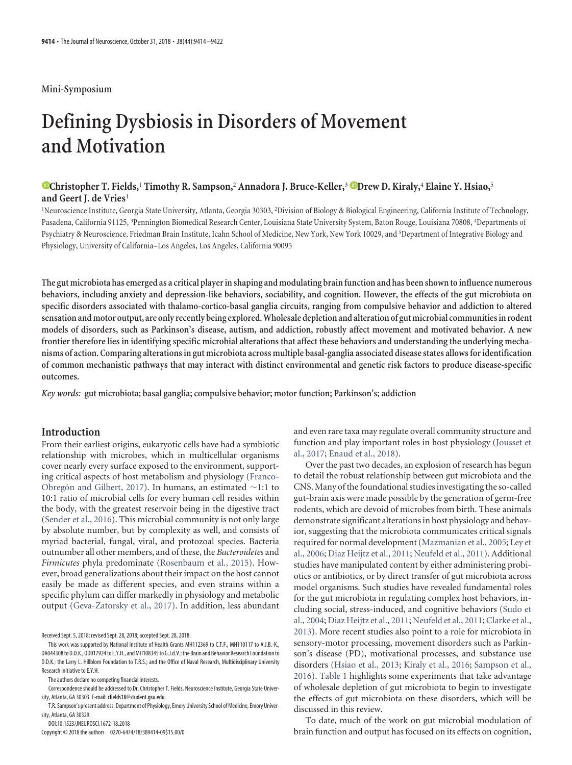Mini-Symposium

# Defining Dysbiosis in Disorders of Movement and Motivation

**Christopher T. Fields,[1] Timothy R. Sampson,[2] Annadora J. Bruce-Keller,[3] Drew D. Kiraly,[4] Elaine Y. Hsiao,[5] and Geert J. de Vries[1]**

[1]Neuroscience Institute, Georgia State University, Atlanta, Georgia 30303, [2]Division of Biology & Biological Engineering, California Institute of Technology, Pasadena, California 91125, [3]Pennington Biomedical Research Center, Louisiana State University System, Baton Rouge, Louisiana 70808, [4]Departments of Psychiatry & Neuroscience, Friedman Brain Institute, Icahn School of Medicine, New York, New York 10029, and [5]Department of Integrative Biology and Physiology, University of California–Los Angeles, Los Angeles, California 90095

**The gut microbiota has emerged as a critical player in shaping and modulating brain function and has been shown to influence numerous behaviors, including anxiety and depression-like behaviors, sociability, and cognition. However, the effects of the gut microbiota on specific disorders associated with thalamo-cortico-basal ganglia circuits, ranging from compulsive behavior and addiction to altered sensation and motor output, are only recently being explored. Wholesale depletion and alteration of gut microbial communities in rodent models of disorders, such as Parkinson's disease, autism, and addiction, robustly affect movement and motivated behavior. A new frontier therefore lies in identifying specific microbial alterations that affect these behaviors and understanding the underlying mechanisms of action. Comparing alterations in gut microbiota across multiple basal-ganglia associated disease states allows for identification of common mechanistic pathways that may interact with distinct environmental and genetic risk factors to produce disease-specific outcomes.**

*Key words:* **gut microbiota; basal ganglia; compulsive behavior; motor function; Parkinson's; addiction**

## Introduction

From their earliest origins, eukaryotic cells have had a symbiotic relationship with microbes, which in multicellular organisms cover nearly every surface exposed to the environment, supporting critical aspects of host metabolism and physiology (Franco-Obregón and Gilbert, 2017). In humans, an estimated ~1:1 to 10:1 ratio of microbial cells for every human cell resides within the body, with the greatest reservoir being in the digestive tract (Sender et al., 2016). This microbial community is not only large by absolute number, but by complexity as well, and consists of myriad bacterial, fungal, viral, and protozoal species. Bacteria outnumber all other members, and of these, the *Bacteroidetes* and *Firmicutes* phyla predominate (Rosenbaum et al., 2015). However, broad generalizations about their impact on the host cannot easily be made as different species, and even strains within a specific phylum can differ markedly in physiology and metabolic output (Geva-Zatorsky et al., 2017). In addition, less abundant and even rare taxa may regulate overall community structure and function and play important roles in host physiology (Jousset et al., 2017; Enaud et al., 2018).

Over the past two decades, an explosion of research has begun to detail the robust relationship between gut microbiota and the CNS. Many of the foundational studies investigating the so-called gut-brain axis were made possible by the generation of germ-free rodents, which are devoid of microbes from birth. These animals demonstrate significant alterations in host physiology and behavior, suggesting that the microbiota communicates critical signals required for normal development (Mazmanian et al., 2005; Ley et al., 2006; Diaz Heijtz et al., 2011; Neufeld et al., 2011). Additional studies have manipulated content by either administering probiotics or antibiotics, or by direct transfer of gut microbiota across model organisms. Such studies have revealed fundamental roles for the gut microbiota in regulating complex host behaviors, including social, stress-induced, and cognitive behaviors (Sudo et al., 2004; Diaz Heijtz et al., 2011; Neufeld et al., 2011; Clarke et al., 2013). More recent studies also point to a role for microbiota in sensory-motor processing, movement disorders such as Parkinson's disease (PD), motivational processes, and substance use disorders (Hsiao et al., 2013; Kiraly et al., 2016; Sampson et al., 2016). Table 1 highlights some experiments that take advantage of wholesale depletion of gut microbiota to begin to investigate the effects of gut microbiota on these disorders, which will be discussed in this review.

To date, much of the work on gut microbial modulation of brain function and output has focused on its effects on cognition,

Received Sept. 5, 2018; revised Sept. 28, 2018; accepted Sept. 28, 2018.

This work was supported by National Institute of Health Grants MH112369 to C.T.F., MH110117 to A.J.B.-K., DA044308 to D.D.K., OD017924 to E.Y.H., and MH108345 to G.J.d.V.; the Brain and Behavior Research Foundation to D.D.K.; the Larry L. Hillblom Foundation to T.R.S.; and the Office of Naval Research, Multidisciplinary University Research Initiative to E.Y.H.

The authors declare no competing financial interests.

Correspondence should be addressed to Dr. Christopher T. Fields, Neuroscience Institute, Georgia State University, Atlanta, GA 30303. E-mail: cfields18@student.gsu.edu.

T.R. Sampson's present address: Department of Physiology, Emory University School of Medicine, Emory University, Atlanta, GA 30329.

DOI:10.1523/JNEUROSCI.1672-18.2018

Copyright © 2018 the authors 0270-6474/18/389414-09$15.00/0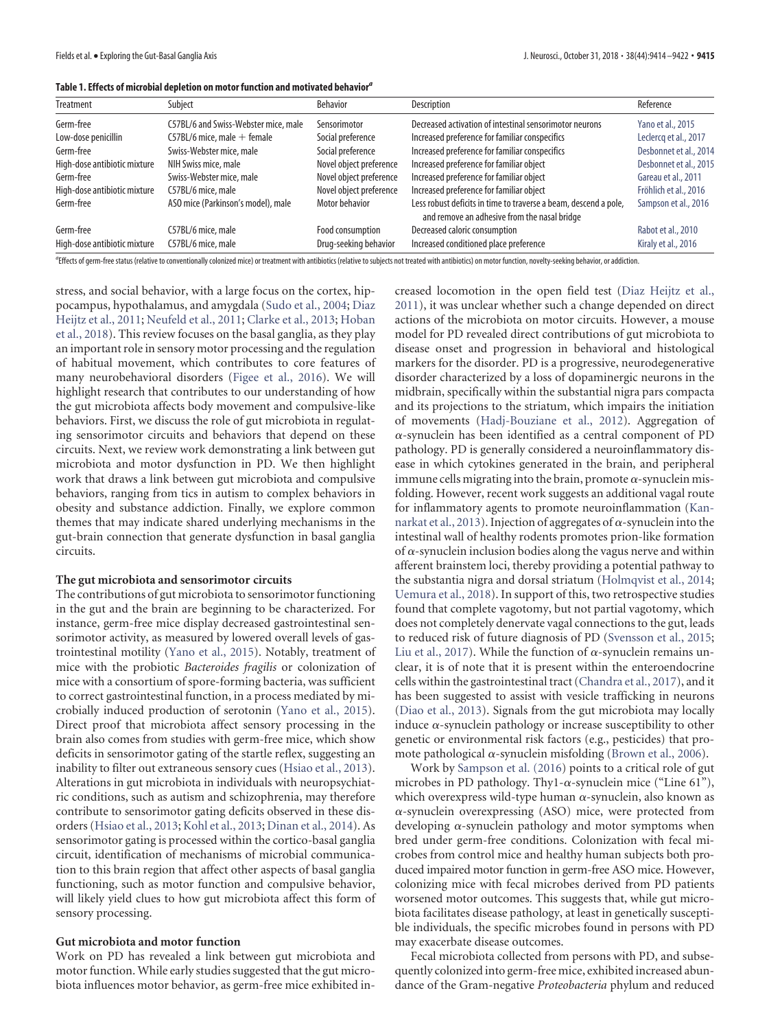**Table 1. Effects of microbial depletion on motor function and motivated behavior[a]**

| Treatment | Subject | Behavior | Description | Reference |
|---|---|---|---|---|
| Germ-free | C57BL/6 and Swiss-Webster mice, male | Sensorimotor | Decreased activation of intestinal sensorimotor neurons | Yano et al., 2015 |
| Low-dose penicillin | C57BL/6 mice, male + female | Social preference | Increased preference for familiar conspecifics | Leclercq et al., 2017 |
| Germ-free | Swiss-Webster mice, male | Social preference | Increased preference for familiar conspecifics | Desbonnet et al., 2014 |
| High-dose antibiotic mixture | NIH Swiss mice, male | Novel object preference | Increased preference for familiar object | Desbonnet et al., 2015 |
| Germ-free | Swiss-Webster mice, male | Novel object preference | Increased preference for familiar object | Gareau et al., 2011 |
| High-dose antibiotic mixture | C57BL/6 mice, male | Novel object preference | Increased preference for familiar object | Fröhlich et al., 2016 |
| Germ-free | ASO mice (Parkinson's model), male | Motor behavior | Less robust deficits in time to traverse a beam, descend a pole, and remove an adhesive from the nasal bridge | Sampson et al., 2016 |
| Germ-free | C57BL/6 mice, male | Food consumption | Decreased caloric consumption | Rabot et al., 2010 |
| High-dose antibiotic mixture | C57BL/6 mice, male | Drug-seeking behavior | Increased conditioned place preference | Kiraly et al., 2016 |

[a]Effects of germ-free status (relative to conventionally colonized mice) or treatment with antibiotics (relative to subjects not treated with antibiotics) on motor function, novelty-seeking behavior, or addiction.

stress, and social behavior, with a large focus on the cortex, hippocampus, hypothalamus, and amygdala (Sudo et al., 2004; Diaz Heijtz et al., 2011; Neufeld et al., 2011; Clarke et al., 2013; Hoban et al., 2018). This review focuses on the basal ganglia, as they play an important role in sensory motor processing and the regulation of habitual movement, which contributes to core features of many neurobehavioral disorders (Figee et al., 2016). We will highlight research that contributes to our understanding of how the gut microbiota affects body movement and compulsive-like behaviors. First, we discuss the role of gut microbiota in regulating sensorimotor circuits and behaviors that depend on these circuits. Next, we review work demonstrating a link between gut microbiota and motor dysfunction in PD. We then highlight work that draws a link between gut microbiota and compulsive behaviors, ranging from tics in autism to complex behaviors in obesity and substance addiction. Finally, we explore common themes that may indicate shared underlying mechanisms in the gut-brain connection that generate dysfunction in basal ganglia circuits.

## The gut microbiota and sensorimotor circuits

The contributions of gut microbiota to sensorimotor functioning in the gut and the brain are beginning to be characterized. For instance, germ-free mice display decreased gastrointestinal sensorimotor activity, as measured by lowered overall levels of gastrointestinal motility (Yano et al., 2015). Notably, treatment of mice with the probiotic *Bacteroides fragilis* or colonization of mice with a consortium of spore-forming bacteria, was sufficient to correct gastrointestinal function, in a process mediated by microbially induced production of serotonin (Yano et al., 2015). Direct proof that microbiota affect sensory processing in the brain also comes from studies with germ-free mice, which show deficits in sensorimotor gating of the startle reflex, suggesting an inability to filter out extraneous sensory cues (Hsiao et al., 2013). Alterations in gut microbiota in individuals with neuropsychiatric conditions, such as autism and schizophrenia, may therefore contribute to sensorimotor gating deficits observed in these disorders (Hsiao et al., 2013; Kohl et al., 2013; Dinan et al., 2014). As sensorimotor gating is processed within the cortico-basal ganglia circuit, identification of mechanisms of microbial communication to this brain region that affect other aspects of basal ganglia functioning, such as motor function and compulsive behavior, will likely yield clues to how gut microbiota affect this form of sensory processing.

## Gut microbiota and motor function

Work on PD has revealed a link between gut microbiota and motor function. While early studies suggested that the gut microbiota influences motor behavior, as germ-free mice exhibited increased locomotion in the open field test (Diaz Heijtz et al., 2011), it was unclear whether such a change depended on direct actions of the microbiota on motor circuits. However, a mouse model for PD revealed direct contributions of gut microbiota to disease onset and progression in behavioral and histological markers for the disorder. PD is a progressive, neurodegenerative disorder characterized by a loss of dopaminergic neurons in the midbrain, specifically within the substantial nigra pars compacta and its projections to the striatum, which impairs the initiation of movements (Hadj-Bouziane et al., 2012). Aggregation of $\alpha$-synuclein has been identified as a central component of PD pathology. PD is generally considered a neuroinflammatory disease in which cytokines generated in the brain, and peripheral immune cells migrating into the brain, promote $\alpha$-synuclein misfolding. However, recent work suggests an additional vagal route for inflammatory agents to promote neuroinflammation (Kannarkat et al., 2013). Injection of aggregates of $\alpha$-synuclein into the intestinal wall of healthy rodents promotes prion-like formation of $\alpha$-synuclein inclusion bodies along the vagus nerve and within afferent brainstem loci, thereby providing a potential pathway to the substantia nigra and dorsal striatum (Holmqvist et al., 2014; Uemura et al., 2018). In support of this, two retrospective studies found that complete vagotomy, but not partial vagotomy, which does not completely denervate vagal connections to the gut, leads to reduced risk of future diagnosis of PD (Svensson et al., 2015; Liu et al., 2017). While the function of $\alpha$-synuclein remains unclear, it is of note that it is present within the enteroendocrine cells within the gastrointestinal tract (Chandra et al., 2017), and it has been suggested to assist with vesicle trafficking in neurons (Diao et al., 2013). Signals from the gut microbiota may locally induce $\alpha$-synuclein pathology or increase susceptibility to other genetic or environmental risk factors (e.g., pesticides) that promote pathological $\alpha$-synuclein misfolding (Brown et al., 2006).

Work by Sampson et al. (2016) points to a critical role of gut microbes in PD pathology. Thy1-$\alpha$-synuclein mice ("Line 61"), which overexpress wild-type human $\alpha$-synuclein, also known as $\alpha$-synuclein overexpressing (ASO) mice, were protected from developing $\alpha$-synuclein pathology and motor symptoms when bred under germ-free conditions. Colonization with fecal microbes from control mice and healthy human subjects both produced impaired motor function in germ-free ASO mice. However, colonizing mice with fecal microbes derived from PD patients worsened motor outcomes. This suggests that, while gut microbiota facilitates disease pathology, at least in genetically susceptible individuals, the specific microbes found in persons with PD may exacerbate disease outcomes.

Fecal microbiota collected from persons with PD, and subsequently colonized into germ-free mice, exhibited increased abundance of the Gram-negative *Proteobacteria* phylum and reduced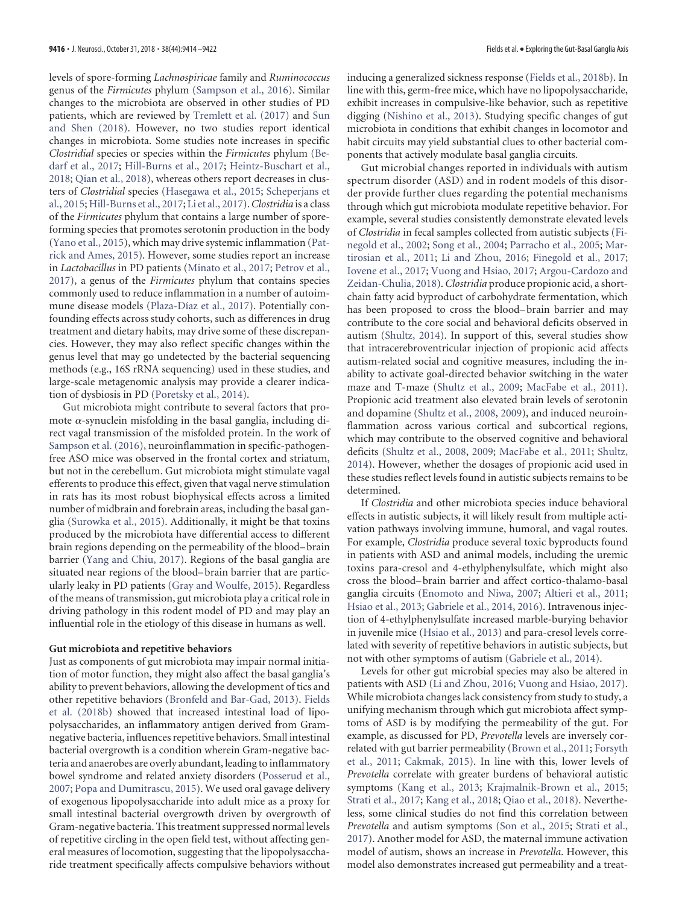levels of spore-forming *Lachnospiricae* family and *Ruminococcus* genus of the *Firmicutes* phylum (Sampson et al., 2016). Similar changes to the microbiota are observed in other studies of PD patients, which are reviewed by Tremlett et al. (2017) and Sun and Shen (2018). However, no two studies report identical changes in microbiota. Some studies note increases in specific *Clostridial* species or species within the *Firmicutes* phylum (Bedarf et al., 2017; Hill-Burns et al., 2017; Heintz-Buschart et al., 2018; Qian et al., 2018), whereas others report decreases in clusters of *Clostridial* species (Hasegawa et al., 2015; Scheperjans et al., 2015; Hill-Burns et al., 2017; Li et al., 2017). *Clostridia* is a class of the *Firmicutes* phylum that contains a large number of spore-forming species that promotes serotonin production in the body (Yano et al., 2015), which may drive systemic inflammation (Patrick and Ames, 2015). However, some studies report an increase in *Lactobacillus* in PD patients (Minato et al., 2017; Petrov et al., 2017), a genus of the *Firmicutes* phylum that contains species commonly used to reduce inflammation in a number of autoimmune disease models (Plaza-Díaz et al., 2017). Potentially confounding effects across study cohorts, such as differences in drug treatment and dietary habits, may drive some of these discrepancies. However, they may also reflect specific changes within the genus level that may go undetected by the bacterial sequencing methods (e.g., 16S rRNA sequencing) used in these studies, and large-scale metagenomic analysis may provide a clearer indication of dysbiosis in PD (Poretsky et al., 2014).

Gut microbiota might contribute to several factors that promote α-synuclein misfolding in the basal ganglia, including direct vagal transmission of the misfolded protein. In the work of Sampson et al. (2016), neuroinflammation in specific-pathogen-free ASO mice was observed in the frontal cortex and striatum, but not in the cerebellum. Gut microbiota might stimulate vagal efferents to produce this effect, given that vagal nerve stimulation in rats has its most robust biophysical effects across a limited number of midbrain and forebrain areas, including the basal ganglia (Surowka et al., 2015). Additionally, it might be that toxins produced by the microbiota have differential access to different brain regions depending on the permeability of the blood–brain barrier (Yang and Chiu, 2017). Regions of the basal ganglia are situated near regions of the blood–brain barrier that are particularly leaky in PD patients (Gray and Woulfe, 2015). Regardless of the means of transmission, gut microbiota play a critical role in driving pathology in this rodent model of PD and may play an influential role in the etiology of this disease in humans as well.

## Gut microbiota and repetitive behaviors

Just as components of gut microbiota may impair normal initiation of motor function, they might also affect the basal ganglia's ability to prevent behaviors, allowing the development of tics and other repetitive behaviors (Bronfeld and Bar-Gad, 2013). Fields et al. (2018b) showed that increased intestinal load of lipopolysaccharides, an inflammatory antigen derived from Gram-negative bacteria, influences repetitive behaviors. Small intestinal bacterial overgrowth is a condition wherein Gram-negative bacteria and anaerobes are overly abundant, leading to inflammatory bowel syndrome and related anxiety disorders (Posserud et al., 2007; Popa and Dumitrascu, 2015). We used oral gavage delivery of exogenous lipopolysaccharide into adult mice as a proxy for small intestinal bacterial overgrowth driven by overgrowth of Gram-negative bacteria. This treatment suppressed normal levels of repetitive circling in the open field test, without affecting general measures of locomotion, suggesting that the lipopolysaccharide treatment specifically affects compulsive behaviors without inducing a generalized sickness response (Fields et al., 2018b). In line with this, germ-free mice, which have no lipopolysaccharide, exhibit increases in compulsive-like behavior, such as repetitive digging (Nishino et al., 2013). Studying specific changes of gut microbiota in conditions that exhibit changes in locomotor and habit circuits may yield substantial clues to other bacterial components that actively modulate basal ganglia circuits.

Gut microbial changes reported in individuals with autism spectrum disorder (ASD) and in rodent models of this disorder provide further clues regarding the potential mechanisms through which gut microbiota modulate repetitive behavior. For example, several studies consistently demonstrate elevated levels of *Clostridia* in fecal samples collected from autistic subjects (Finegold et al., 2002; Song et al., 2004; Parracho et al., 2005; Martirosian et al., 2011; Li and Zhou, 2016; Finegold et al., 2017; Iovene et al., 2017; Vuong and Hsiao, 2017; Argou-Cardozo and Zeidan-Chulia, 2018). *Clostridia* produce propionic acid, a short-chain fatty acid byproduct of carbohydrate fermentation, which has been proposed to cross the blood–brain barrier and may contribute to the core social and behavioral deficits observed in autism (Shultz, 2014). In support of this, several studies show that intracerebroventricular injection of propionic acid affects autism-related social and cognitive measures, including the inability to activate goal-directed behavior switching in the water maze and T-maze (Shultz et al., 2009; MacFabe et al., 2011). Propionic acid treatment also elevated brain levels of serotonin and dopamine (Shultz et al., 2008, 2009), and induced neuroinflammation across various cortical and subcortical regions, which may contribute to the observed cognitive and behavioral deficits (Shultz et al., 2008, 2009; MacFabe et al., 2011; Shultz, 2014). However, whether the dosages of propionic acid used in these studies reflect levels found in autistic subjects remains to be determined.

If *Clostridia* and other microbiota species induce behavioral effects in autistic subjects, it will likely result from multiple activation pathways involving immune, humoral, and vagal routes. For example, *Clostridia* produce several toxic byproducts found in patients with ASD and animal models, including the uremic toxins para-cresol and 4-ethylphenylsulfate, which might also cross the blood–brain barrier and affect cortico-thalamo-basal ganglia circuits (Enomoto and Niwa, 2007; Altieri et al., 2011; Hsiao et al., 2013; Gabriele et al., 2014, 2016). Intravenous injection of 4-ethylphenylsulfate increased marble-burying behavior in juvenile mice (Hsiao et al., 2013) and para-cresol levels correlated with severity of repetitive behaviors in autistic subjects, but not with other symptoms of autism (Gabriele et al., 2014).

Levels for other gut microbial species may also be altered in patients with ASD (Li and Zhou, 2016; Vuong and Hsiao, 2017). While microbiota changes lack consistency from study to study, a unifying mechanism through which gut microbiota affect symptoms of ASD is by modifying the permeability of the gut. For example, as discussed for PD, *Prevotella* levels are inversely correlated with gut barrier permeability (Brown et al., 2011; Forsyth et al., 2011; Cakmak, 2015). In line with this, lower levels of *Prevotella* correlate with greater burdens of behavioral autistic symptoms (Kang et al., 2013; Krajmalnik-Brown et al., 2015; Strati et al., 2017; Kang et al., 2018; Qiao et al., 2018). Nevertheless, some clinical studies do not find this correlation between *Prevotella* and autism symptoms (Son et al., 2015; Strati et al., 2017). Another model for ASD, the maternal immune activation model of autism, shows an increase in *Prevotella*. However, this model also demonstrates increased gut permeability and a treat-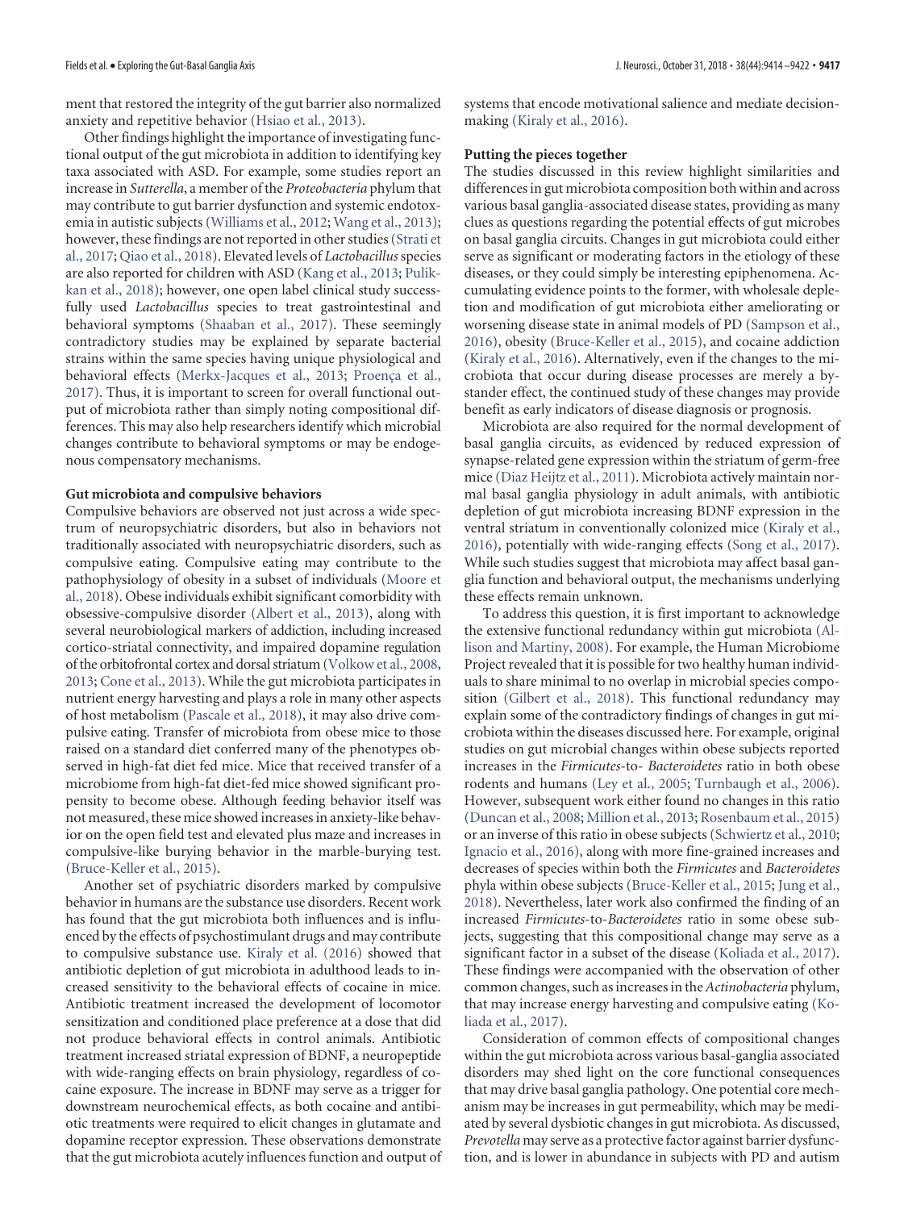ment that restored the integrity of the gut barrier also normalized anxiety and repetitive behavior (Hsiao et al., 2013).

Other findings highlight the importance of investigating functional output of the gut microbiota in addition to identifying key taxa associated with ASD. For example, some studies report an increase in *Sutterella*, a member of the *Proteobacteria* phylum that may contribute to gut barrier dysfunction and systemic endotoxemia in autistic subjects (Williams et al., 2012; Wang et al., 2013); however, these findings are not reported in other studies (Strati et al., 2017; Qiao et al., 2018). Elevated levels of *Lactobacillus* species are also reported for children with ASD (Kang et al., 2013; Pulikkan et al., 2018); however, one open label clinical study successfully used *Lactobacillus* species to treat gastrointestinal and behavioral symptoms (Shaaban et al., 2017). These seemingly contradictory studies may be explained by separate bacterial strains within the same species having unique physiological and behavioral effects (Merkx-Jacques et al., 2013; Proença et al., 2017). Thus, it is important to screen for overall functional output of microbiota rather than simply noting compositional differences. This may also help researchers identify which microbial changes contribute to behavioral symptoms or may be endogenous compensatory mechanisms.

### Gut microbiota and compulsive behaviors

Compulsive behaviors are observed not just across a wide spectrum of neuropsychiatric disorders, but also in behaviors not traditionally associated with neuropsychiatric disorders, such as compulsive eating. Compulsive eating may contribute to the pathophysiology of obesity in a subset of individuals (Moore et al., 2018). Obese individuals exhibit significant comorbidity with obsessive-compulsive disorder (Albert et al., 2013), along with several neurobiological markers of addiction, including increased cortico-striatal connectivity, and impaired dopamine regulation of the orbitofrontal cortex and dorsal striatum (Volkow et al., 2008, 2013; Cone et al., 2013). While the gut microbiota participates in nutrient energy harvesting and plays a role in many other aspects of host metabolism (Pascale et al., 2018), it may also drive compulsive eating. Transfer of microbiota from obese mice to those raised on a standard diet conferred many of the phenotypes observed in high-fat diet fed mice. Mice that received transfer of a microbiome from high-fat diet-fed mice showed significant propensity to become obese. Although feeding behavior itself was not measured, these mice showed increases in anxiety-like behavior on the open field test and elevated plus maze and increases in compulsive-like burying behavior in the marble-burying test. (Bruce-Keller et al., 2015).

Another set of psychiatric disorders marked by compulsive behavior in humans are the substance use disorders. Recent work has found that the gut microbiota both influences and is influenced by the effects of psychostimulant drugs and may contribute to compulsive substance use. Kiraly et al. (2016) showed that antibiotic depletion of gut microbiota in adulthood leads to increased sensitivity to the behavioral effects of cocaine in mice. Antibiotic treatment increased the development of locomotor sensitization and conditioned place preference at a dose that did not produce behavioral effects in control animals. Antibiotic treatment increased striatal expression of BDNF, a neuropeptide with wide-ranging effects on brain physiology, regardless of cocaine exposure. The increase in BDNF may serve as a trigger for downstream neurochemical effects, as both cocaine and antibiotic treatments were required to elicit changes in glutamate and dopamine receptor expression. These observations demonstrate that the gut microbiota acutely influences function and output of systems that encode motivational salience and mediate decision-making (Kiraly et al., 2016).

### Putting the pieces together

The studies discussed in this review highlight similarities and differences in gut microbiota composition both within and across various basal ganglia-associated disease states, providing as many clues as questions regarding the potential effects of gut microbes on basal ganglia circuits. Changes in gut microbiota could either serve as significant or moderating factors in the etiology of these diseases, or they could simply be interesting epiphenomena. Accumulating evidence points to the former, with wholesale depletion and modification of gut microbiota either ameliorating or worsening disease state in animal models of PD (Sampson et al., 2016), obesity (Bruce-Keller et al., 2015), and cocaine addiction (Kiraly et al., 2016). Alternatively, even if the changes to the microbiota that occur during disease processes are merely a bystander effect, the continued study of these changes may provide benefit as early indicators of disease diagnosis or prognosis.

Microbiota are also required for the normal development of basal ganglia circuits, as evidenced by reduced expression of synapse-related gene expression within the striatum of germ-free mice (Diaz Heijtz et al., 2011). Microbiota actively maintain normal basal ganglia physiology in adult animals, with antibiotic depletion of gut microbiota increasing BDNF expression in the ventral striatum in conventionally colonized mice (Kiraly et al., 2016), potentially with wide-ranging effects (Song et al., 2017). While such studies suggest that microbiota may affect basal ganglia function and behavioral output, the mechanisms underlying these effects remain unknown.

To address this question, it is first important to acknowledge the extensive functional redundancy within gut microbiota (Allison and Martiny, 2008). For example, the Human Microbiome Project revealed that it is possible for two healthy human individuals to share minimal to no overlap in microbial species composition (Gilbert et al., 2018). This functional redundancy may explain some of the contradictory findings of changes in gut microbiota within the diseases discussed here. For example, original studies on gut microbial changes within obese subjects reported increases in the *Firmicutes*-to- *Bacteroidetes* ratio in both obese rodents and humans (Ley et al., 2005; Turnbaugh et al., 2006). However, subsequent work either found no changes in this ratio (Duncan et al., 2008; Million et al., 2013; Rosenbaum et al., 2015) or an inverse of this ratio in obese subjects (Schwiertz et al., 2010; Ignacio et al., 2016), along with more fine-grained increases and decreases of species within both the *Firmicutes* and *Bacteroidetes* phyla within obese subjects (Bruce-Keller et al., 2015; Jung et al., 2018). Nevertheless, later work also confirmed the finding of an increased *Firmicutes*-to-*Bacteroidetes* ratio in some obese subjects, suggesting that this compositional change may serve as a significant factor in a subset of the disease (Koliada et al., 2017). These findings were accompanied with the observation of other common changes, such as increases in the *Actinobacteria* phylum, that may increase energy harvesting and compulsive eating (Koliada et al., 2017).

Consideration of common effects of compositional changes within the gut microbiota across various basal-ganglia associated disorders may shed light on the core functional consequences that may drive basal ganglia pathology. One potential core mechanism may be increases in gut permeability, which may be mediated by several dysbiotic changes in gut microbiota. As discussed, *Prevotella* may serve as a protective factor against barrier dysfunction, and is lower in abundance in subjects with PD and autism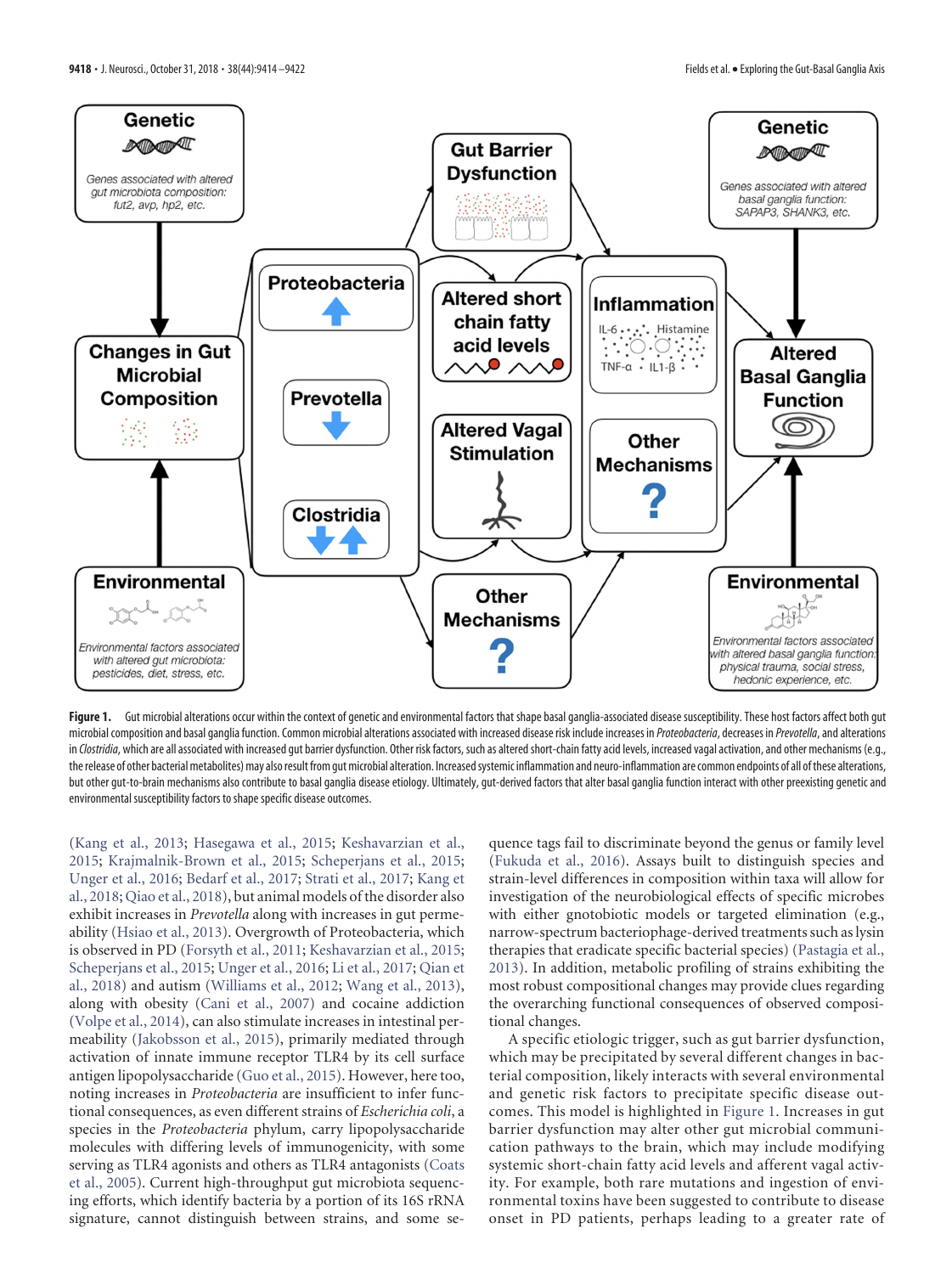**Figure 1.** Gut microbial alterations occur within the context of genetic and environmental factors that shape basal ganglia-associated disease susceptibility. These host factors affect both gut microbial composition and basal ganglia function. Common microbial alterations associated with increased disease risk include increases in *Proteobacteria*, decreases in *Prevotella*, and alterations in *Clostridia*, which are all associated with increased gut barrier dysfunction. Other risk factors, such as altered short-chain fatty acid levels, increased vagal activation, and other mechanisms (e.g., the release of other bacterial metabolites) may also result from gut microbial alteration. Increased systemic inflammation and neuro-inflammation are common endpoints of all of these alterations, but other gut-to-brain mechanisms also contribute to basal ganglia disease etiology. Ultimately, gut-derived factors that alter basal ganglia function interact with other preexisting genetic and environmental susceptibility factors to shape specific disease outcomes.

(Kang et al., 2013; Hasegawa et al., 2015; Keshavarzian et al., 2015; Krajmalnik-Brown et al., 2015; Scheperjans et al., 2015; Unger et al., 2016; Bedarf et al., 2017; Strati et al., 2017; Kang et al., 2018; Qiao et al., 2018), but animal models of the disorder also exhibit increases in *Prevotella* along with increases in gut permeability (Hsiao et al., 2013). Overgrowth of Proteobacteria, which is observed in PD (Forsyth et al., 2011; Keshavarzian et al., 2015; Scheperjans et al., 2015; Unger et al., 2016; Li et al., 2017; Qian et al., 2018) and autism (Williams et al., 2012; Wang et al., 2013), along with obesity (Cani et al., 2007) and cocaine addiction (Volpe et al., 2014), can also stimulate increases in intestinal permeability (Jakobsson et al., 2015), primarily mediated through activation of innate immune receptor TLR4 by its cell surface antigen lipopolysaccharide (Guo et al., 2015). However, here too, noting increases in *Proteobacteria* are insufficient to infer functional consequences, as even different strains of *Escherichia coli*, a species in the *Proteobacteria* phylum, carry lipopolysaccharide molecules with differing levels of immunogenicity, with some serving as TLR4 agonists and others as TLR4 antagonists (Coats et al., 2005). Current high-throughput gut microbiota sequencing efforts, which identify bacteria by a portion of its 16S rRNA signature, cannot distinguish between strains, and some sequence tags fail to discriminate beyond the genus or family level (Fukuda et al., 2016). Assays built to distinguish species and strain-level differences in composition within taxa will allow for investigation of the neurobiological effects of specific microbes with either gnotobiotic models or targeted elimination (e.g., narrow-spectrum bacteriophage-derived treatments such as lysin therapies that eradicate specific bacterial species) (Pastagia et al., 2013). In addition, metabolic profiling of strains exhibiting the most robust compositional changes may provide clues regarding the overarching functional consequences of observed compositional changes.

A specific etiologic trigger, such as gut barrier dysfunction, which may be precipitated by several different changes in bacterial composition, likely interacts with several environmental and genetic risk factors to precipitate specific disease outcomes. This model is highlighted in Figure 1. Increases in gut barrier dysfunction may alter other gut microbial communication pathways to the brain, which may include modifying systemic short-chain fatty acid levels and afferent vagal activity. For example, both rare mutations and ingestion of environmental toxins have been suggested to contribute to disease onset in PD patients, perhaps leading to a greater rate of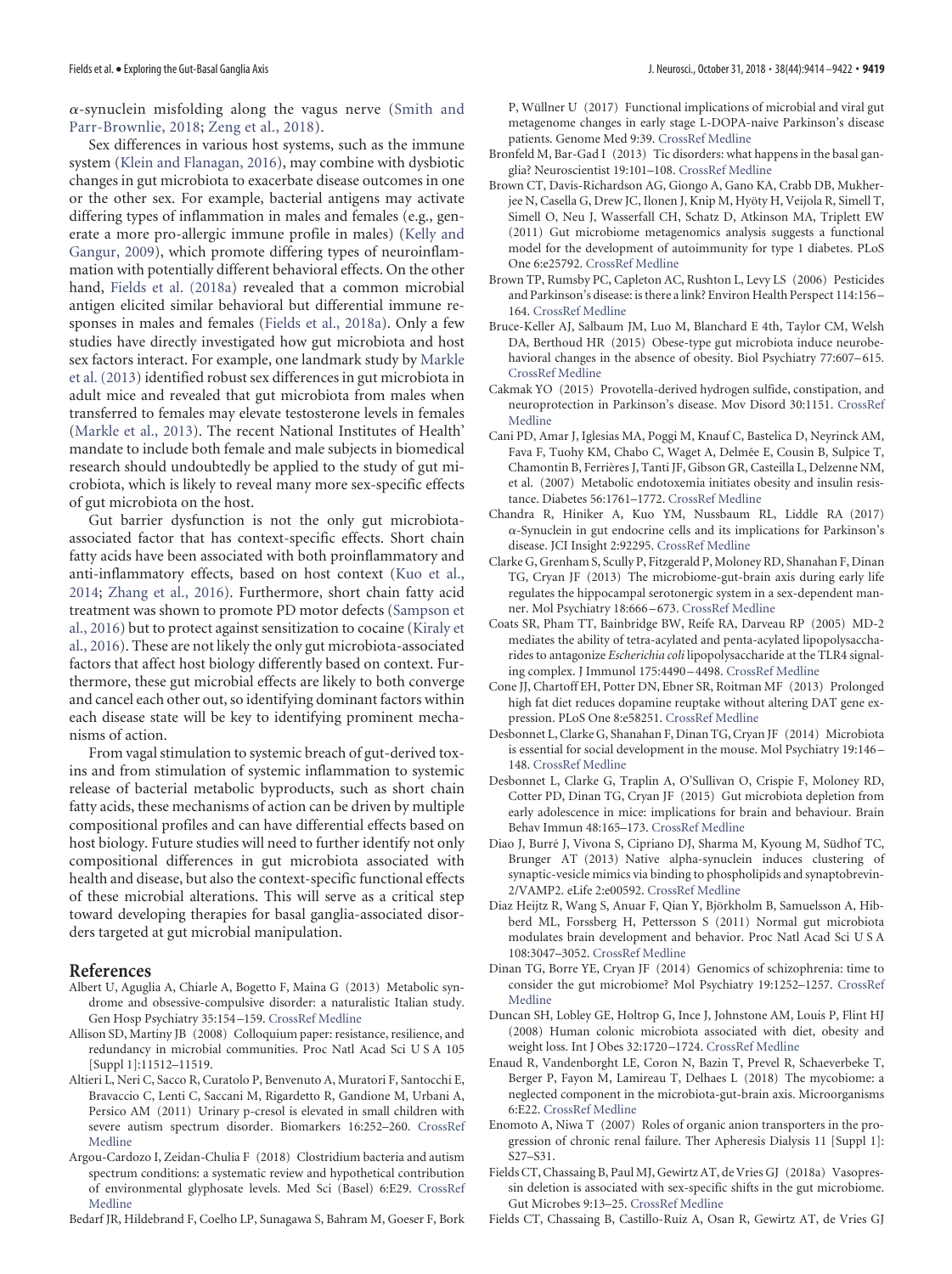α-synuclein misfolding along the vagus nerve (Smith and Parr-Brownlie, 2018; Zeng et al., 2018).

Sex differences in various host systems, such as the immune system (Klein and Flanagan, 2016), may combine with dysbiotic changes in gut microbiota to exacerbate disease outcomes in one or the other sex. For example, bacterial antigens may activate differing types of inflammation in males and females (e.g., generate a more pro-allergic immune profile in males) (Kelly and Gangur, 2009), which promote differing types of neuroinflammation with potentially different behavioral effects. On the other hand, Fields et al. (2018a) revealed that a common microbial antigen elicited similar behavioral but differential immune responses in males and females (Fields et al., 2018a). Only a few studies have directly investigated how gut microbiota and host sex factors interact. For example, one landmark study by Markle et al. (2013) identified robust sex differences in gut microbiota in adult mice and revealed that gut microbiota from males when transferred to females may elevate testosterone levels in females (Markle et al., 2013). The recent National Institutes of Health' mandate to include both female and male subjects in biomedical research should undoubtedly be applied to the study of gut microbiota, which is likely to reveal many more sex-specific effects of gut microbiota on the host.

Gut barrier dysfunction is not the only gut microbiota-associated factor that has context-specific effects. Short chain fatty acids have been associated with both proinflammatory and anti-inflammatory effects, based on host context (Kuo et al., 2014; Zhang et al., 2016). Furthermore, short chain fatty acid treatment was shown to promote PD motor defects (Sampson et al., 2016) but to protect against sensitization to cocaine (Kiraly et al., 2016). These are not likely the only gut microbiota-associated factors that affect host biology differently based on context. Furthermore, these gut microbial effects are likely to both converge and cancel each other out, so identifying dominant factors within each disease state will be key to identifying prominent mechanisms of action.

From vagal stimulation to systemic breach of gut-derived toxins and from stimulation of systemic inflammation to systemic release of bacterial metabolic byproducts, such as short chain fatty acids, these mechanisms of action can be driven by multiple compositional profiles and can have differential effects based on host biology. Future studies will need to further identify not only compositional differences in gut microbiota associated with health and disease, but also the context-specific functional effects of these microbial alterations. This will serve as a critical step toward developing therapies for basal ganglia-associated disorders targeted at gut microbial manipulation.

## References

Albert U, Aguglia A, Chiarle A, Bogetto F, Maina G (2013) Metabolic syndrome and obsessive-compulsive disorder: a naturalistic Italian study. Gen Hosp Psychiatry 35:154–159. CrossRef Medline

Allison SD, Martiny JB (2008) Colloquium paper: resistance, resilience, and redundancy in microbial communities. Proc Natl Acad Sci U S A 105 [Suppl 1]:11512–11519.

Altieri L, Neri C, Sacco R, Curatolo P, Benvenuto A, Muratori F, Santocchi E, Bravaccio C, Lenti C, Saccani M, Rigardetto R, Gandione M, Urbani A, Persico AM (2011) Urinary p-cresol is elevated in small children with severe autism spectrum disorder. Biomarkers 16:252–260. CrossRef Medline

Argou-Cardozo I, Zeidan-Chulia F (2018) Clostridium bacteria and autism spectrum conditions: a systematic review and hypothetical contribution of environmental glyphosate levels. Med Sci (Basel) 6:E29. CrossRef Medline

Bedarf JR, Hildebrand F, Coelho LP, Sunagawa S, Bahram M, Goeser F, Bork P, Wüllner U (2017) Functional implications of microbial and viral gut metagenome changes in early stage L-DOPA-naive Parkinson's disease patients. Genome Med 9:39. CrossRef Medline

Bronfeld M, Bar-Gad I (2013) Tic disorders: what happens in the basal ganglia? Neuroscientist 19:101–108. CrossRef Medline

Brown CT, Davis-Richardson AG, Giongo A, Gano KA, Crabb DB, Mukherjee N, Casella G, Drew JC, Ilonen J, Knip M, Hyöty H, Veijola R, Simell T, Simell O, Neu J, Wasserfall CH, Schatz D, Atkinson MA, Triplett EW (2011) Gut microbiome metagenomics analysis suggests a functional model for the development of autoimmunity for type 1 diabetes. PLoS One 6:e25792. CrossRef Medline

Brown TP, Rumsby PC, Capleton AC, Rushton L, Levy LS (2006) Pesticides and Parkinson's disease: is there a link? Environ Health Perspect 114:156–164. CrossRef Medline

Bruce-Keller AJ, Salbaum JM, Luo M, Blanchard E 4th, Taylor CM, Welsh DA, Berthoud HR (2015) Obese-type gut microbiota induce neurobehavioral changes in the absence of obesity. Biol Psychiatry 77:607–615. CrossRef Medline

Cakmak YO (2015) Provotella-derived hydrogen sulfide, constipation, and neuroprotection in Parkinson's disease. Mov Disord 30:1151. CrossRef Medline

Cani PD, Amar J, Iglesias MA, Poggi M, Knauf C, Bastelica D, Neyrinck AM, Fava F, Tuohy KM, Chabo C, Waget A, Delmée E, Cousin B, Sulpice T, Chamontin B, Ferrières J, Tanti JF, Gibson GR, Casteilla L, Delzenne NM, et al. (2007) Metabolic endotoxemia initiates obesity and insulin resistance. Diabetes 56:1761–1772. CrossRef Medline

Chandra R, Hiniker A, Kuo YM, Nussbaum RL, Liddle RA (2017) α-Synuclein in gut endocrine cells and its implications for Parkinson's disease. JCI Insight 2:92295. CrossRef Medline

Clarke G, Grenham S, Scully P, Fitzgerald P, Moloney RD, Shanahan F, Dinan TG, Cryan JF (2013) The microbiome-gut-brain axis during early life regulates the hippocampal serotonergic system in a sex-dependent manner. Mol Psychiatry 18:666–673. CrossRef Medline

Coats SR, Pham TT, Bainbridge BW, Reife RA, Darveau RP (2005) MD-2 mediates the ability of tetra-acylated and penta-acylated lipopolysaccharides to antagonize *Escherichia coli* lipopolysaccharide at the TLR4 signaling complex. J Immunol 175:4490–4498. CrossRef Medline

Cone JJ, Chartoff EH, Potter DN, Ebner SR, Roitman MF (2013) Prolonged high fat diet reduces dopamine reuptake without altering DAT gene expression. PLoS One 8:e58251. CrossRef Medline

Desbonnet L, Clarke G, Shanahan F, Dinan TG, Cryan JF (2014) Microbiota is essential for social development in the mouse. Mol Psychiatry 19:146–148. CrossRef Medline

Desbonnet L, Clarke G, Traplin A, O'Sullivan O, Crispie F, Moloney RD, Cotter PD, Dinan TG, Cryan JF (2015) Gut microbiota depletion from early adolescence in mice: implications for brain and behaviour. Brain Behav Immun 48:165–173. CrossRef Medline

Diao J, Burré J, Vivona S, Cipriano DJ, Sharma M, Kyoung M, Südhof TC, Brunger AT (2013) Native alpha-synuclein induces clustering of synaptic-vesicle mimics via binding to phospholipids and synaptobrevin-2/VAMP2. eLife 2:e00592. CrossRef Medline

Diaz Heijtz R, Wang S, Anuar F, Qian Y, Björkholm B, Samuelsson A, Hibberd ML, Forssberg H, Pettersson S (2011) Normal gut microbiota modulates brain development and behavior. Proc Natl Acad Sci U S A 108:3047–3052. CrossRef Medline

Dinan TG, Borre YE, Cryan JF (2014) Genomics of schizophrenia: time to consider the gut microbiome? Mol Psychiatry 19:1252–1257. CrossRef Medline

Duncan SH, Lobley GE, Holtrop G, Ince J, Johnstone AM, Louis P, Flint HJ (2008) Human colonic microbiota associated with diet, obesity and weight loss. Int J Obes 32:1720–1724. CrossRef Medline

Enaud R, Vandenborght LE, Coron N, Bazin T, Prevel R, Schaeverbeke T, Berger P, Fayon M, Lamireau T, Delhaes L (2018) The mycobiome: a neglected component in the microbiota-gut-brain axis. Microorganisms 6:E22. CrossRef Medline

Enomoto A, Niwa T (2007) Roles of organic anion transporters in the progression of chronic renal failure. Ther Apheresis Dialysis 11 [Suppl 1]: S27–S31.

Fields CT, Chassaing B, Paul MJ, Gewirtz AT, de Vries GJ (2018a) Vasopressin deletion is associated with sex-specific shifts in the gut microbiome. Gut Microbes 9:13–25. CrossRef Medline

Fields CT, Chassaing B, Castillo-Ruiz A, Osan R, Gewirtz AT, de Vries GJ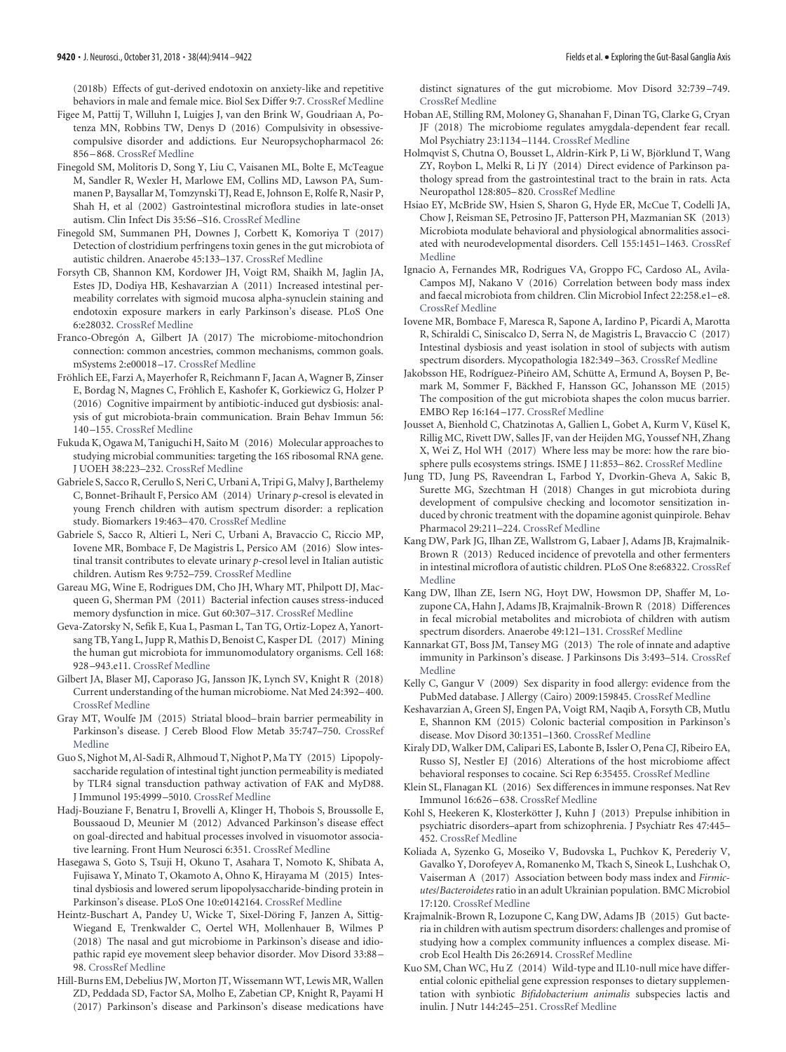(2018b) Effects of gut-derived endotoxin on anxiety-like and repetitive behaviors in male and female mice. Biol Sex Differ 9:7. CrossRef Medline

Figee M, Pattij T, Willuhn I, Luigjes J, van den Brink W, Goudriaan A, Potenza MN, Robbins TW, Denys D (2016) Compulsivity in obsessive-compulsive disorder and addictions. Eur Neuropsychopharmacol 26: 856–868. CrossRef Medline

Finegold SM, Molitoris D, Song Y, Liu C, Vaisanen ML, Bolte E, McTeague M, Sandler R, Wexler H, Marlowe EM, Collins MD, Lawson PA, Summanen P, Baysallar M, Tomzynski TJ, Read E, Johnson E, Rolfe R, Nasir P, Shah H, et al (2002) Gastrointestinal microflora studies in late-onset autism. Clin Infect Dis 35:S6–S16. CrossRef Medline

Finegold SM, Summanen PH, Downes J, Corbett K, Komoriya T (2017) Detection of clostridium perfringens toxin genes in the gut microbiota of autistic children. Anaerobe 45:133–137. CrossRef Medline

Forsyth CB, Shannon KM, Kordower JH, Voigt RM, Shaikh M, Jaglin JA, Estes JD, Dodiya HB, Keshavarzian A (2011) Increased intestinal permeability correlates with sigmoid mucosa alpha-synuclein staining and endotoxin exposure markers in early Parkinson's disease. PLoS One 6:e28032. CrossRef Medline

Franco-Obregón A, Gilbert JA (2017) The microbiome-mitochondrion connection: common ancestries, common mechanisms, common goals. mSystems 2:e00018–17. CrossRef Medline

Fröhlich EE, Farzi A, Mayerhofer R, Reichmann F, Jacan A, Wagner B, Zinser E, Bordag N, Magnes C, Fröhlich E, Kashofer K, Gorkiewicz G, Holzer P (2016) Cognitive impairment by antibiotic-induced gut dysbiosis: analysis of gut microbiota-brain communication. Brain Behav Immun 56: 140–155. CrossRef Medline

Fukuda K, Ogawa M, Taniguchi H, Saito M (2016) Molecular approaches to studying microbial communities: targeting the 16S ribosomal RNA gene. J UOEH 38:223–232. CrossRef Medline

Gabriele S, Sacco R, Cerullo S, Neri C, Urbani A, Tripi G, Malvy J, Barthelemy C, Bonnet-Brihault F, Persico AM (2014) Urinary *p*-cresol is elevated in young French children with autism spectrum disorder: a replication study. Biomarkers 19:463–470. CrossRef Medline

Gabriele S, Sacco R, Altieri L, Neri C, Urbani A, Bravaccio C, Riccio MP, Iovene MR, Bombace F, De Magistris L, Persico AM (2016) Slow intestinal transit contributes to elevate urinary *p*-cresol level in Italian autistic children. Autism Res 9:752–759. CrossRef Medline

Gareau MG, Wine E, Rodrigues DM, Cho JH, Whary MT, Philpott DJ, Macqueen G, Sherman PM (2011) Bacterial infection causes stress-induced memory dysfunction in mice. Gut 60:307–317. CrossRef Medline

Geva-Zatorsky N, Sefik E, Kua L, Pasman L, Tan TG, Ortiz-Lopez A, Yanortsang TB, Yang L, Jupp R, Mathis D, Benoist C, Kasper DL (2017) Mining the human gut microbiota for immunomodulatory organisms. Cell 168: 928–943.e11. CrossRef Medline

Gilbert JA, Blaser MJ, Caporaso JG, Jansson JK, Lynch SV, Knight R (2018) Current understanding of the human microbiome. Nat Med 24:392–400. CrossRef Medline

Gray MT, Woulfe JM (2015) Striatal blood–brain barrier permeability in Parkinson's disease. J Cereb Blood Flow Metab 35:747–750. CrossRef Medline

Guo S, Nighot M, Al-Sadi R, Alhmoud T, Nighot P, Ma TY (2015) Lipopolysaccharide regulation of intestinal tight junction permeability is mediated by TLR4 signal transduction pathway activation of FAK and MyD88. J Immunol 195:4999–5010. CrossRef Medline

Hadj-Bouziane F, Benatru I, Brovelli A, Klinger H, Thobois S, Broussolle E, Boussaoud D, Meunier M (2012) Advanced Parkinson's disease effect on goal-directed and habitual processes involved in visuomotor associative learning. Front Hum Neurosci 6:351. CrossRef Medline

Hasegawa S, Goto S, Tsuji H, Okuno T, Asahara T, Nomoto K, Shibata A, Fujisawa Y, Minato T, Okamoto A, Ohno K, Hirayama M (2015) Intestinal dysbiosis and lowered serum lipopolysaccharide-binding protein in Parkinson's disease. PLoS One 10:e0142164. CrossRef Medline

Heintz-Buschart A, Pandey U, Wicke T, Sixel-Döring F, Janzen A, Sittig-Wiegand E, Trenkwalder C, Oertel WH, Mollenhauer B, Wilmes P (2018) The nasal and gut microbiome in Parkinson's disease and idiopathic rapid eye movement sleep behavior disorder. Mov Disord 33:88–98. CrossRef Medline

Hill-Burns EM, Debelius JW, Morton JT, Wissemann WT, Lewis MR, Wallen ZD, Peddada SD, Factor SA, Molho E, Zabetian CP, Knight R, Payami H (2017) Parkinson's disease and Parkinson's disease medications have distinct signatures of the gut microbiome. Mov Disord 32:739–749. CrossRef Medline

Hoban AE, Stilling RM, Moloney G, Shanahan F, Dinan TG, Clarke G, Cryan JF (2018) The microbiome regulates amygdala-dependent fear recall. Mol Psychiatry 23:1134–1144. CrossRef Medline

Holmqvist S, Chutna O, Bousset L, Aldrin-Kirk P, Li W, Björklund T, Wang ZY, Roybon L, Melki R, Li JY (2014) Direct evidence of Parkinson pathology spread from the gastrointestinal tract to the brain in rats. Acta Neuropathol 128:805–820. CrossRef Medline

Hsiao EY, McBride SW, Hsien S, Sharon G, Hyde ER, McCue T, Codelli JA, Chow J, Reisman SE, Petrosino JF, Patterson PH, Mazmanian SK (2013) Microbiota modulate behavioral and physiological abnormalities associated with neurodevelopmental disorders. Cell 155:1451–1463. CrossRef Medline

Ignacio A, Fernandes MR, Rodrigues VA, Groppo FC, Cardoso AL, Avila-Campos MJ, Nakano V (2016) Correlation between body mass index and faecal microbiota from children. Clin Microbiol Infect 22:258.e1–e8. CrossRef Medline

Iovene MR, Bombace F, Maresca R, Sapone A, Iardino P, Picardi A, Marotta R, Schiraldi C, Siniscalco D, Serra N, de Magistris L, Bravaccio C (2017) Intestinal dysbiosis and yeast isolation in stool of subjects with autism spectrum disorders. Mycopathologia 182:349–363. CrossRef Medline

Jakobsson HE, Rodríguez-Piñeiro AM, Schütte A, Ermund A, Boysen P, Bemark M, Sommer F, Bäckhed F, Hansson GC, Johansson ME (2015) The composition of the gut microbiota shapes the colon mucus barrier. EMBO Rep 16:164–177. CrossRef Medline

Jousset A, Bienhold C, Chatzinotas A, Gallien L, Gobet A, Kurm V, Küsel K, Rillig MC, Rivett DW, Salles JF, van der Heijden MG, Youssef NH, Zhang X, Wei Z, Hol WH (2017) Where less may be more: how the rare biosphere pulls ecosystems strings. ISME J 11:853–862. CrossRef Medline

Jung TD, Jung PS, Raveendran L, Farbod Y, Dvorkin-Gheva A, Sakic B, Surette MG, Szechtman H (2018) Changes in gut microbiota during development of compulsive checking and locomotor sensitization induced by chronic treatment with the dopamine agonist quinpirole. Behav Pharmacol 29:211–224. CrossRef Medline

Kang DW, Park JG, Ilhan ZE, Wallstrom G, Labaer J, Adams JB, Krajmalnik-Brown R (2013) Reduced incidence of prevotella and other fermenters in intestinal microflora of autistic children. PLoS One 8:e68322. CrossRef Medline

Kang DW, Ilhan ZE, Isern NG, Hoyt DW, Howsmon DP, Shaffer M, Lozupone CA, Hahn J, Adams JB, Krajmalnik-Brown R (2018) Differences in fecal microbial metabolites and microbiota of children with autism spectrum disorders. Anaerobe 49:121–131. CrossRef Medline

Kannarkat GT, Boss JM, Tansey MG (2013) The role of innate and adaptive immunity in Parkinson's disease. J Parkinsons Dis 3:493–514. CrossRef Medline

Kelly C, Gangur V (2009) Sex disparity in food allergy: evidence from the PubMed database. J Allergy (Cairo) 2009:159845. CrossRef Medline

Keshavarzian A, Green SJ, Engen PA, Voigt RM, Naqib A, Forsyth CB, Mutlu E, Shannon KM (2015) Colonic bacterial composition in Parkinson's disease. Mov Disord 30:1351–1360. CrossRef Medline

Kiraly DD, Walker DM, Calipari ES, Labonte B, Issler O, Pena CJ, Ribeiro EA, Russo SJ, Nestler EJ (2016) Alterations of the host microbiome affect behavioral responses to cocaine. Sci Rep 6:35455. CrossRef Medline

Klein SL, Flanagan KL (2016) Sex differences in immune responses. Nat Rev Immunol 16:626–638. CrossRef Medline

Kohl S, Heekeren K, Klosterkötter J, Kuhn J (2013) Prepulse inhibition in psychiatric disorders–apart from schizophrenia. J Psychiatr Res 47:445–452. CrossRef Medline

Koliada A, Syzenko G, Moseiko V, Budovska L, Puchkov K, Perederiy V, Gavalko Y, Dorofeyev A, Romanenko M, Tkach S, Sineok L, Lushchak O, Vaiserman A (2017) Association between body mass index and *Firmicutes/Bacteroidetes* ratio in an adult Ukrainian population. BMC Microbiol 17:120. CrossRef Medline

Krajmalnik-Brown R, Lozupone C, Kang DW, Adams JB (2015) Gut bacteria in children with autism spectrum disorders: challenges and promise of studying how a complex community influences a complex disease. Microb Ecol Health Dis 26:26914. CrossRef Medline

Kuo SM, Chan WC, Hu Z (2014) Wild-type and IL10-null mice have differential colonic epithelial gene expression responses to dietary supplementation with synbiotic *Bifidobacterium animalis* subspecies lactis and inulin. J Nutr 144:245–251. CrossRef Medline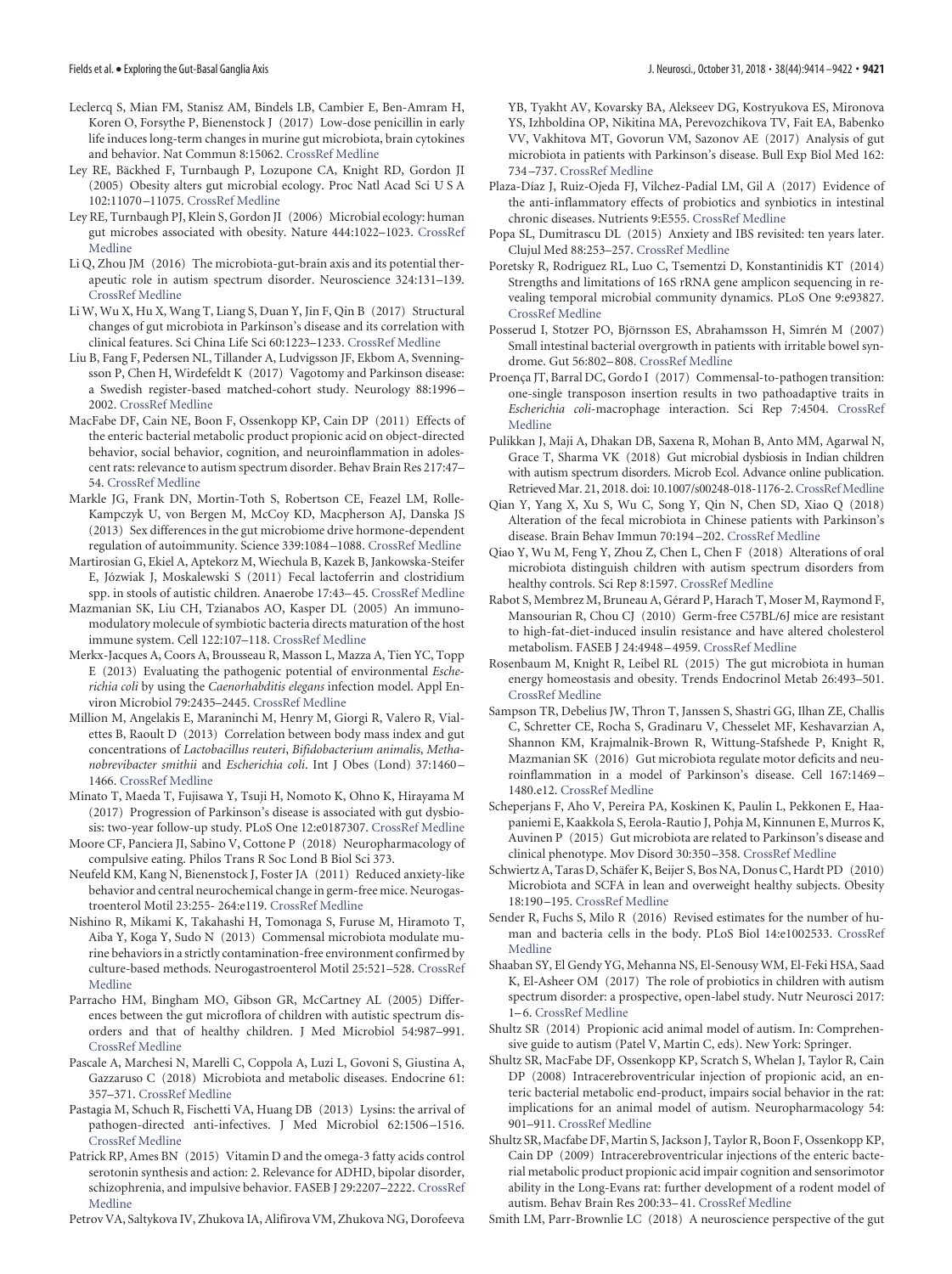Leclercq S, Mian FM, Stanisz AM, Bindels LB, Cambier E, Ben-Amram H, Koren O, Forsythe P, Bienenstock J (2017) Low-dose penicillin in early life induces long-term changes in murine gut microbiota, brain cytokines and behavior. Nat Commun 8:15062. CrossRef Medline

Ley RE, Bäckhed F, Turnbaugh P, Lozupone CA, Knight RD, Gordon JI (2005) Obesity alters gut microbial ecology. Proc Natl Acad Sci U S A 102:11070–11075. CrossRef Medline

Ley RE, Turnbaugh PJ, Klein S, Gordon JI (2006) Microbial ecology: human gut microbes associated with obesity. Nature 444:1022–1023. CrossRef Medline

Li Q, Zhou JM (2016) The microbiota-gut-brain axis and its potential therapeutic role in autism spectrum disorder. Neuroscience 324:131–139. CrossRef Medline

Li W, Wu X, Hu X, Wang T, Liang S, Duan Y, Jin F, Qin B (2017) Structural changes of gut microbiota in Parkinson's disease and its correlation with clinical features. Sci China Life Sci 60:1223–1233. CrossRef Medline

Liu B, Fang F, Pedersen NL, Tillander A, Ludvigsson JF, Ekbom A, Svenningsson P, Chen H, Wirdefeldt K (2017) Vagotomy and Parkinson disease: a Swedish register-based matched-cohort study. Neurology 88:1996–2002. CrossRef Medline

MacFabe DF, Cain NE, Boon F, Ossenkopp KP, Cain DP (2011) Effects of the enteric bacterial metabolic product propionic acid on object-directed behavior, social behavior, cognition, and neuroinflammation in adolescent rats: relevance to autism spectrum disorder. Behav Brain Res 217:47–54. CrossRef Medline

Markle JG, Frank DN, Mortin-Toth S, Robertson CE, Feazel LM, Rolle-Kampczyk U, von Bergen M, McCoy KD, Macpherson AJ, Danska JS (2013) Sex differences in the gut microbiome drive hormone-dependent regulation of autoimmunity. Science 339:1084–1088. CrossRef Medline

Martirosian G, Ekiel A, Aptekorz M, Wiechula B, Kazek B, Jankowska-Steifer E, Józwiak J, Moskalewski S (2011) Fecal lactoferrin and clostridium spp. in stools of autistic children. Anaerobe 17:43–45. CrossRef Medline

Mazmanian SK, Liu CH, Tzianabos AO, Kasper DL (2005) An immunomodulatory molecule of symbiotic bacteria directs maturation of the host immune system. Cell 122:107–118. CrossRef Medline

Merkx-Jacques A, Coors A, Brousseau R, Masson L, Mazza A, Tien YC, Topp E (2013) Evaluating the pathogenic potential of environmental *Escherichia coli* by using the *Caenorhabditis elegans* infection model. Appl Environ Microbiol 79:2435–2445. CrossRef Medline

Million M, Angelakis E, Maraninchi M, Henry M, Giorgi R, Valero R, Vialettes B, Raoult D (2013) Correlation between body mass index and gut concentrations of *Lactobacillus reuteri*, *Bifidobacterium animalis*, *Methanobrevibacter smithii* and *Escherichia coli*. Int J Obes (Lond) 37:1460–1466. CrossRef Medline

Minato T, Maeda T, Fujisawa Y, Tsuji H, Nomoto K, Ohno K, Hirayama M (2017) Progression of Parkinson's disease is associated with gut dysbiosis: two-year follow-up study. PLoS One 12:e0187307. CrossRef Medline

Moore CF, Panciera JI, Sabino V, Cottone P (2018) Neuropharmacology of compulsive eating. Philos Trans R Soc Lond B Biol Sci 373.

Neufeld KM, Kang N, Bienenstock J, Foster JA (2011) Reduced anxiety-like behavior and central neurochemical change in germ-free mice. Neurogastroenterol Motil 23:255- 264:e119. CrossRef Medline

Nishino R, Mikami K, Takahashi H, Tomonaga S, Furuse M, Hiramoto T, Aiba Y, Koga Y, Sudo N (2013) Commensal microbiota modulate murine behaviors in a strictly contamination-free environment confirmed by culture-based methods. Neurogastroenterol Motil 25:521–528. CrossRef Medline

Parracho HM, Bingham MO, Gibson GR, McCartney AL (2005) Differences between the gut microflora of children with autistic spectrum disorders and that of healthy children. J Med Microbiol 54:987–991. CrossRef Medline

Pascale A, Marchesi N, Marelli C, Coppola A, Luzi L, Govoni S, Giustina A, Gazzaruso C (2018) Microbiota and metabolic diseases. Endocrine 61: 357–371. CrossRef Medline

Pastagia M, Schuch R, Fischetti VA, Huang DB (2013) Lysins: the arrival of pathogen-directed anti-infectives. J Med Microbiol 62:1506–1516. CrossRef Medline

Patrick RP, Ames BN (2015) Vitamin D and the omega-3 fatty acids control serotonin synthesis and action: 2. Relevance for ADHD, bipolar disorder, schizophrenia, and impulsive behavior. FASEB J 29:2207–2222. CrossRef Medline

Petrov VA, Saltykova IV, Zhukova IA, Alifirova VM, Zhukova NG, Dorofeeva YB, Tyakht AV, Kovarsky BA, Alekseev DG, Kostryukova ES, Mironova YS, Izhboldina OP, Nikitina MA, Perevozchikova TV, Fait EA, Babenko VV, Vakhitova MT, Govorun VM, Sazonov AE (2017) Analysis of gut microbiota in patients with Parkinson's disease. Bull Exp Biol Med 162: 734–737. CrossRef Medline

Plaza-Díaz J, Ruiz-Ojeda FJ, Vilchez-Padial LM, Gil A (2017) Evidence of the anti-inflammatory effects of probiotics and synbiotics in intestinal chronic diseases. Nutrients 9:E555. CrossRef Medline

Popa SL, Dumitrascu DL (2015) Anxiety and IBS revisited: ten years later. Clujul Med 88:253–257. CrossRef Medline

Poretsky R, Rodriguez RL, Luo C, Tsementzi D, Konstantinidis KT (2014) Strengths and limitations of 16S rRNA gene amplicon sequencing in revealing temporal microbial community dynamics. PLoS One 9:e93827. CrossRef Medline

Posserud I, Stotzer PO, Björnsson ES, Abrahamsson H, Simrén M (2007) Small intestinal bacterial overgrowth in patients with irritable bowel syndrome. Gut 56:802–808. CrossRef Medline

Proença JT, Barral DC, Gordo I (2017) Commensal-to-pathogen transition: one-single transposon insertion results in two pathoadaptive traits in *Escherichia coli*-macrophage interaction. Sci Rep 7:4504. CrossRef Medline

Pulikkan J, Maji A, Dhakan DB, Saxena R, Mohan B, Anto MM, Agarwal N, Grace T, Sharma VK (2018) Gut microbial dysbiosis in Indian children with autism spectrum disorders. Microb Ecol. Advance online publication. Retrieved Mar. 21, 2018. doi: 10.1007/s00248-018-1176-2. CrossRef Medline

Qian Y, Yang X, Xu S, Wu C, Song Y, Qin N, Chen SD, Xiao Q (2018) Alteration of the fecal microbiota in Chinese patients with Parkinson's disease. Brain Behav Immun 70:194–202. CrossRef Medline

Qiao Y, Wu M, Feng Y, Zhou Z, Chen L, Chen F (2018) Alterations of oral microbiota distinguish children with autism spectrum disorders from healthy controls. Sci Rep 8:1597. CrossRef Medline

Rabot S, Membrez M, Bruneau A, Gérard P, Harach T, Moser M, Raymond F, Mansourian R, Chou CJ (2010) Germ-free C57BL/6J mice are resistant to high-fat-diet-induced insulin resistance and have altered cholesterol metabolism. FASEB J 24:4948–4959. CrossRef Medline

Rosenbaum M, Knight R, Leibel RL (2015) The gut microbiota in human energy homeostasis and obesity. Trends Endocrinol Metab 26:493–501. CrossRef Medline

Sampson TR, Debelius JW, Thron T, Janssen S, Shastri GG, Ilhan ZE, Challis C, Schretter CE, Rocha S, Gradinaru V, Chesselet MF, Keshavarzian A, Shannon KM, Krajmalnik-Brown R, Wittung-Stafshede P, Knight R, Mazmanian SK (2016) Gut microbiota regulate motor deficits and neuroinflammation in a model of Parkinson's disease. Cell 167:1469–1480.e12. CrossRef Medline

Scheperjans F, Aho V, Pereira PA, Koskinen K, Paulin L, Pekkonen E, Haapaniemi E, Kaakkola S, Eerola-Rautio J, Pohja M, Kinnunen E, Murros K, Auvinen P (2015) Gut microbiota are related to Parkinson's disease and clinical phenotype. Mov Disord 30:350–358. CrossRef Medline

Schwiertz A, Taras D, Schäfer K, Beijer S, Bos NA, Donus C, Hardt PD (2010) Microbiota and SCFA in lean and overweight healthy subjects. Obesity 18:190–195. CrossRef Medline

Sender R, Fuchs S, Milo R (2016) Revised estimates for the number of human and bacteria cells in the body. PLoS Biol 14:e1002533. CrossRef Medline

Shaaban SY, El Gendy YG, Mehanna NS, El-Senousy WM, El-Feki HSA, Saad K, El-Asheer OM (2017) The role of probiotics in children with autism spectrum disorder: a prospective, open-label study. Nutr Neurosci 2017: 1–6. CrossRef Medline

Shultz SR (2014) Propionic acid animal model of autism. In: Comprehensive guide to autism (Patel V, Martin C, eds). New York: Springer.

Shultz SR, MacFabe DF, Ossenkopp KP, Scratch S, Whelan J, Taylor R, Cain DP (2008) Intracerebroventricular injection of propionic acid, an enteric bacterial metabolic end-product, impairs social behavior in the rat: implications for an animal model of autism. Neuropharmacology 54: 901–911. CrossRef Medline

Shultz SR, Macfabe DF, Martin S, Jackson J, Taylor R, Boon F, Ossenkopp KP, Cain DP (2009) Intracerebroventricular injections of the enteric bacterial metabolic product propionic acid impair cognition and sensorimotor ability in the Long-Evans rat: further development of a rodent model of autism. Behav Brain Res 200:33–41. CrossRef Medline

Smith LM, Parr-Brownlie LC (2018) A neuroscience perspective of the gut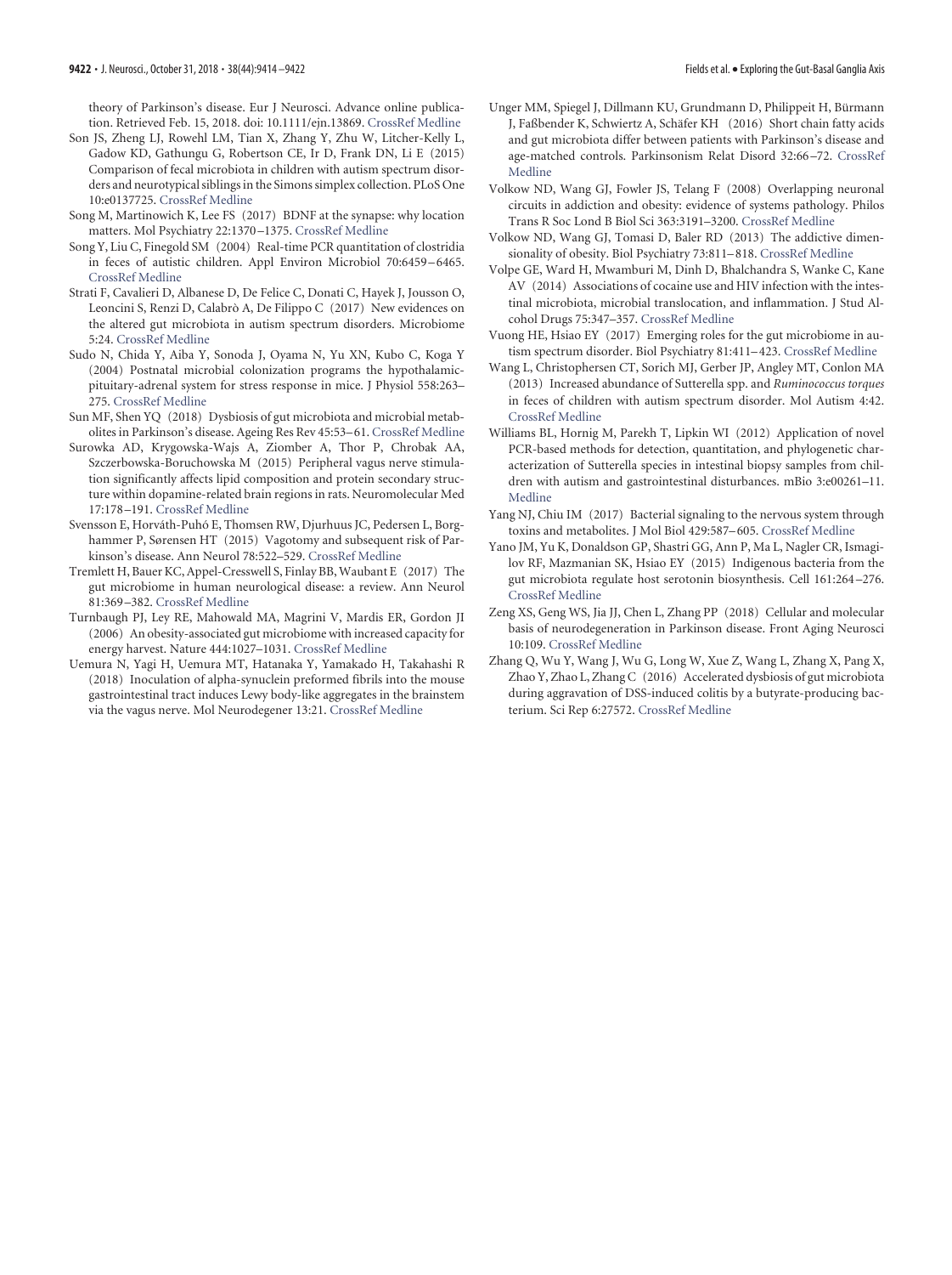theory of Parkinson's disease. Eur J Neurosci. Advance online publication. Retrieved Feb. 15, 2018. doi: 10.1111/ejn.13869. CrossRef Medline

Son JS, Zheng LJ, Rowehl LM, Tian X, Zhang Y, Zhu W, Litcher-Kelly L, Gadow KD, Gathungu G, Robertson CE, Ir D, Frank DN, Li E (2015) Comparison of fecal microbiota in children with autism spectrum disorders and neurotypical siblings in the Simons simplex collection. PLoS One 10:e0137725. CrossRef Medline

Song M, Martinowich K, Lee FS (2017) BDNF at the synapse: why location matters. Mol Psychiatry 22:1370–1375. CrossRef Medline

Song Y, Liu C, Finegold SM (2004) Real-time PCR quantitation of clostridia in feces of autistic children. Appl Environ Microbiol 70:6459–6465. CrossRef Medline

Strati F, Cavalieri D, Albanese D, De Felice C, Donati C, Hayek J, Jousson O, Leoncini S, Renzi D, Calabrò A, De Filippo C (2017) New evidences on the altered gut microbiota in autism spectrum disorders. Microbiome 5:24. CrossRef Medline

Sudo N, Chida Y, Aiba Y, Sonoda J, Oyama N, Yu XN, Kubo C, Koga Y (2004) Postnatal microbial colonization programs the hypothalamic-pituitary-adrenal system for stress response in mice. J Physiol 558:263–275. CrossRef Medline

Sun MF, Shen YQ (2018) Dysbiosis of gut microbiota and microbial metabolites in Parkinson's disease. Ageing Res Rev 45:53–61. CrossRef Medline

Surowka AD, Krygowska-Wajs A, Ziomber A, Thor P, Chrobak AA, Szczerbowska-Boruchowska M (2015) Peripheral vagus nerve stimulation significantly affects lipid composition and protein secondary structure within dopamine-related brain regions in rats. Neuromolecular Med 17:178–191. CrossRef Medline

Svensson E, Horváth-Puhó E, Thomsen RW, Djurhuus JC, Pedersen L, Borghammer P, Sørensen HT (2015) Vagotomy and subsequent risk of Parkinson's disease. Ann Neurol 78:522–529. CrossRef Medline

Tremlett H, Bauer KC, Appel-Cresswell S, Finlay BB, Waubant E (2017) The gut microbiome in human neurological disease: a review. Ann Neurol 81:369–382. CrossRef Medline

Turnbaugh PJ, Ley RE, Mahowald MA, Magrini V, Mardis ER, Gordon JI (2006) An obesity-associated gut microbiome with increased capacity for energy harvest. Nature 444:1027–1031. CrossRef Medline

Uemura N, Yagi H, Uemura MT, Hatanaka Y, Yamakado H, Takahashi R (2018) Inoculation of alpha-synuclein preformed fibrils into the mouse gastrointestinal tract induces Lewy body-like aggregates in the brainstem via the vagus nerve. Mol Neurodegener 13:21. CrossRef Medline

Unger MM, Spiegel J, Dillmann KU, Grundmann D, Philippeit H, Bürmann J, Faßbender K, Schwiertz A, Schäfer KH (2016) Short chain fatty acids and gut microbiota differ between patients with Parkinson's disease and age-matched controls. Parkinsonism Relat Disord 32:66–72. CrossRef Medline

Volkow ND, Wang GJ, Fowler JS, Telang F (2008) Overlapping neuronal circuits in addiction and obesity: evidence of systems pathology. Philos Trans R Soc Lond B Biol Sci 363:3191–3200. CrossRef Medline

Volkow ND, Wang GJ, Tomasi D, Baler RD (2013) The addictive dimensionality of obesity. Biol Psychiatry 73:811–818. CrossRef Medline

Volpe GE, Ward H, Mwamburi M, Dinh D, Bhalchandra S, Wanke C, Kane AV (2014) Associations of cocaine use and HIV infection with the intestinal microbiota, microbial translocation, and inflammation. J Stud Alcohol Drugs 75:347–357. CrossRef Medline

Vuong HE, Hsiao EY (2017) Emerging roles for the gut microbiome in autism spectrum disorder. Biol Psychiatry 81:411–423. CrossRef Medline

Wang L, Christophersen CT, Sorich MJ, Gerber JP, Angley MT, Conlon MA (2013) Increased abundance of Sutterella spp. and *Ruminococcus torques* in feces of children with autism spectrum disorder. Mol Autism 4:42. CrossRef Medline

Williams BL, Hornig M, Parekh T, Lipkin WI (2012) Application of novel PCR-based methods for detection, quantitation, and phylogenetic characterization of Sutterella species in intestinal biopsy samples from children with autism and gastrointestinal disturbances. mBio 3:e00261–11. Medline

Yang NJ, Chiu IM (2017) Bacterial signaling to the nervous system through toxins and metabolites. J Mol Biol 429:587–605. CrossRef Medline

Yano JM, Yu K, Donaldson GP, Shastri GG, Ann P, Ma L, Nagler CR, Ismagilov RF, Mazmanian SK, Hsiao EY (2015) Indigenous bacteria from the gut microbiota regulate host serotonin biosynthesis. Cell 161:264–276. CrossRef Medline

Zeng XS, Geng WS, Jia JJ, Chen L, Zhang PP (2018) Cellular and molecular basis of neurodegeneration in Parkinson disease. Front Aging Neurosci 10:109. CrossRef Medline

Zhang Q, Wu Y, Wang J, Wu G, Long W, Xue Z, Wang L, Zhang X, Pang X, Zhao Y, Zhao L, Zhang C (2016) Accelerated dysbiosis of gut microbiota during aggravation of DSS-induced colitis by a butyrate-producing bacterium. Sci Rep 6:27572. CrossRef Medline